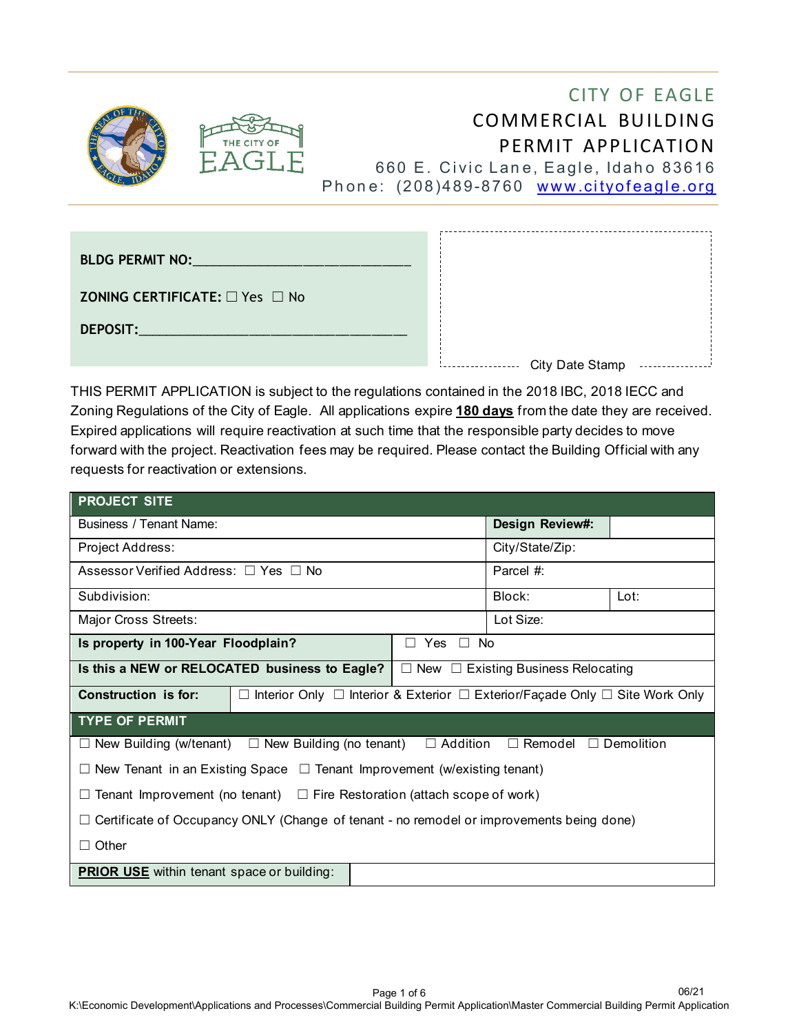# CITY OF EAGLE
## COMMERCIAL BUILDING PERMIT APPLICATION

660 E. Civic Lane, Eagle, Idaho 83616
Phone: (208)489-8760 www.cityofeagle.org

**BLDG PERMIT NO:**______________________________

**ZONING CERTIFICATE:** ☐ Yes ☐ No

**DEPOSIT:**______________________________________

City Date Stamp

THIS PERMIT APPLICATION is subject to the regulations contained in the 2018 IBC, 2018 IECC and Zoning Regulations of the City of Eagle. All applications expire **180 days** from the date they are received. Expired applications will require reactivation at such time that the responsible party decides to move forward with the project. Reactivation fees may be required. Please contact the Building Official with any requests for reactivation or extensions.

| **PROJECT SITE** | | | |
|---|---|---|---|
| Business / Tenant Name: | | **Design Review#:** | |
| Project Address: | | City/State/Zip: | |
| Assessor Verified Address: ☐ Yes ☐ No | | Parcel #: | |
| Subdivision: | | Block: | Lot: |
| Major Cross Streets: | | Lot Size: | |
| **Is property in 100-Year Floodplain?** | ☐ Yes ☐ No | | |
| **Is this a NEW or RELOCATED business to Eagle?** | ☐ New ☐ Existing Business Relocating | | |
| **Construction is for:** | ☐ Interior Only ☐ Interior & Exterior ☐ Exterior/Façade Only ☐ Site Work Only | | |

| **TYPE OF PERMIT** |
|---|
| ☐ New Building (w/tenant) ☐ New Building (no tenant) ☐ Addition ☐ Remodel ☐ Demolition |
| ☐ New Tenant in an Existing Space ☐ Tenant Improvement (w/existing tenant) |
| ☐ Tenant Improvement (no tenant) ☐ Fire Restoration (attach scope of work) |
| ☐ Certificate of Occupancy ONLY (Change of tenant - no remodel or improvements being done) |
| ☐ Other |

| **PRIOR USE** within tenant space or building: | |
|---|---|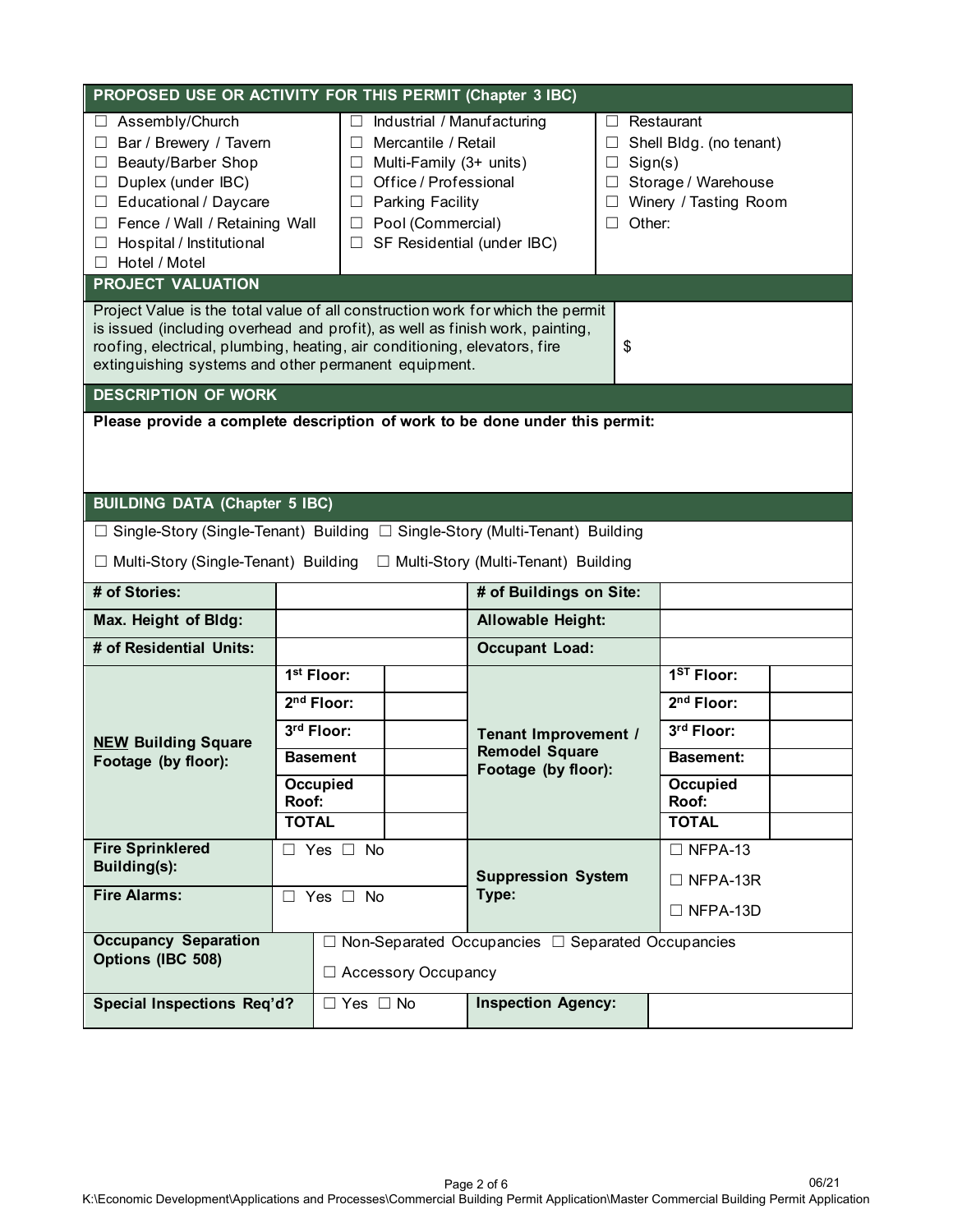## PROPOSED USE OR ACTIVITY FOR THIS PERMIT (Chapter 3 IBC)

| | | |
|---|---|---|
| ☐ Assembly/Church | ☐ Industrial / Manufacturing | ☐ Restaurant |
| ☐ Bar / Brewery / Tavern | ☐ Mercantile / Retail | ☐ Shell Bldg. (no tenant) |
| ☐ Beauty/Barber Shop | ☐ Multi-Family (3+ units) | ☐ Sign(s) |
| ☐ Duplex (under IBC) | ☐ Office / Professional | ☐ Storage / Warehouse |
| ☐ Educational / Daycare | ☐ Parking Facility | ☐ Winery / Tasting Room |
| ☐ Fence / Wall / Retaining Wall | ☐ Pool (Commercial) | ☐ Other: |
| ☐ Hospital / Institutional | ☐ SF Residential (under IBC) | |
| ☐ Hotel / Motel | | |

## PROJECT VALUATION

| | |
|---|---|
| Project Value is the total value of all construction work for which the permit is issued (including overhead and profit), as well as finish work, painting, roofing, electrical, plumbing, heating, air conditioning, elevators, fire extinguishing systems and other permanent equipment. | $ |

## DESCRIPTION OF WORK

**Please provide a complete description of work to be done under this permit:**

## BUILDING DATA (Chapter 5 IBC)

☐ Single-Story (Single-Tenant) Building ☐ Single-Story (Multi-Tenant) Building

☐ Multi-Story (Single-Tenant) Building ☐ Multi-Story (Multi-Tenant) Building

| | | | | | |
|---|---|---|---|---|---|
| **# of Stories:** | | | **# of Buildings on Site:** | | |
| **Max. Height of Bldg:** | | | **Allowable Height:** | | |
| **# of Residential Units:** | | | **Occupant Load:** | | |
| **NEW Building Square Footage (by floor):** | **1st Floor:** | | **Tenant Improvement / Remodel Square Footage (by floor):** | **1ST Floor:** | |
| | **2nd Floor:** | | | **2nd Floor:** | |
| | **3rd Floor:** | | | **3rd Floor:** | |
| | **Basement** | | | **Basement:** | |
| | **Occupied Roof:** | | | **Occupied Roof:** | |
| | **TOTAL** | | | **TOTAL** | |
| **Fire Sprinklered Building(s):** | ☐ Yes ☐ No | | **Suppression System Type:** | ☐ NFPA-13 | |
| **Fire Alarms:** | ☐ Yes ☐ No | | | ☐ NFPA-13R | |
| | | | | ☐ NFPA-13D | |
| **Occupancy Separation Options (IBC 508)** | ☐ Non-Separated Occupancies ☐ Separated Occupancies | | | | |
| | ☐ Accessory Occupancy | | | | |
| **Special Inspections Req'd?** | ☐ Yes ☐ No | | **Inspection Agency:** | | |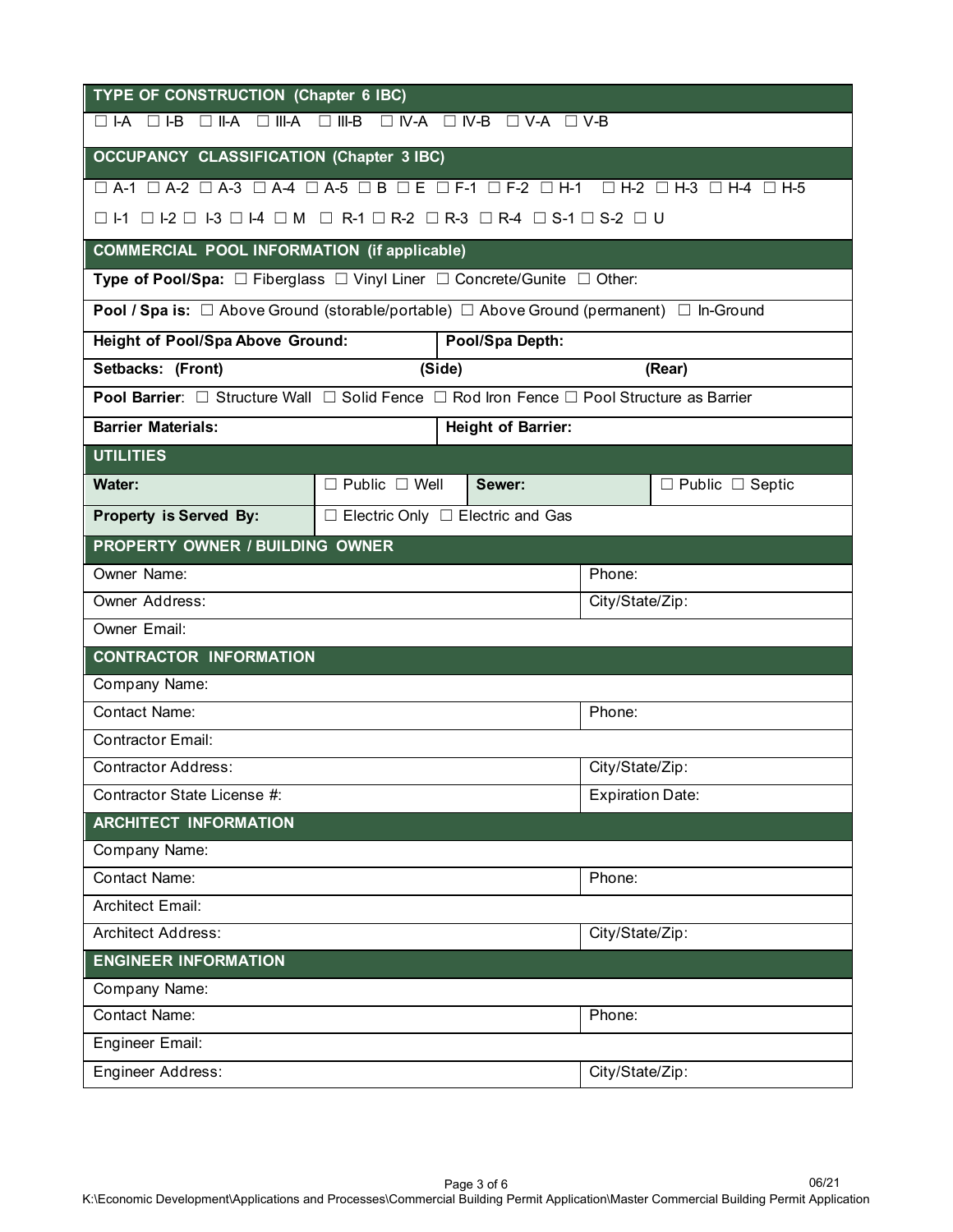## TYPE OF CONSTRUCTION (Chapter 6 IBC)

☐ I-A ☐ I-B ☐ II-A ☐ III-A ☐ III-B ☐ IV-A ☐ IV-B ☐ V-A ☐ V-B

## OCCUPANCY CLASSIFICATION (Chapter 3 IBC)

☐ A-1 ☐ A-2 ☐ A-3 ☐ A-4 ☐ A-5 ☐ B ☐ E ☐ F-1 ☐ F-2 ☐ H-1 ☐ H-2 ☐ H-3 ☐ H-4 ☐ H-5

☐ I-1 ☐ I-2 ☐ I-3 ☐ I-4 ☐ M ☐ R-1 ☐ R-2 ☐ R-3 ☐ R-4 ☐ S-1 ☐ S-2 ☐ U

## COMMERCIAL POOL INFORMATION (if applicable)

**Type of Pool/Spa:** ☐ Fiberglass ☐ Vinyl Liner ☐ Concrete/Gunite ☐ Other:

**Pool / Spa is:** ☐ Above Ground (storable/portable) ☐ Above Ground (permanent) ☐ In-Ground

| **Height of Pool/Spa Above Ground:** | **Pool/Spa Depth:** |
|---|---|

| **Setbacks: (Front)** | **(Side)** | **(Rear)** |
|---|---|---|

**Pool Barrier**: ☐ Structure Wall ☐ Solid Fence ☐ Rod Iron Fence ☐ Pool Structure as Barrier

| **Barrier Materials:** | **Height of Barrier:** |
|---|---|

## UTILITIES

| **Water:** | ☐ Public ☐ Well | **Sewer:** | ☐ Public ☐ Septic |
|---|---|---|---|
| **Property is Served By:** | ☐ Electric Only ☐ Electric and Gas | | |

## PROPERTY OWNER / BUILDING OWNER

| Owner Name: | Phone: |
|---|---|
| Owner Address: | City/State/Zip: |
| Owner Email: | |

## CONTRACTOR INFORMATION

| Company Name: | |
|---|---|
| Contact Name: | Phone: |
| Contractor Email: | |
| Contractor Address: | City/State/Zip: |
| Contractor State License #: | Expiration Date: |

## ARCHITECT INFORMATION

| Company Name: | |
|---|---|
| Contact Name: | Phone: |
| Architect Email: | |
| Architect Address: | City/State/Zip: |

## ENGINEER INFORMATION

| Company Name: | |
|---|---|
| Contact Name: | Phone: |
| Engineer Email: | |
| Engineer Address: | City/State/Zip: |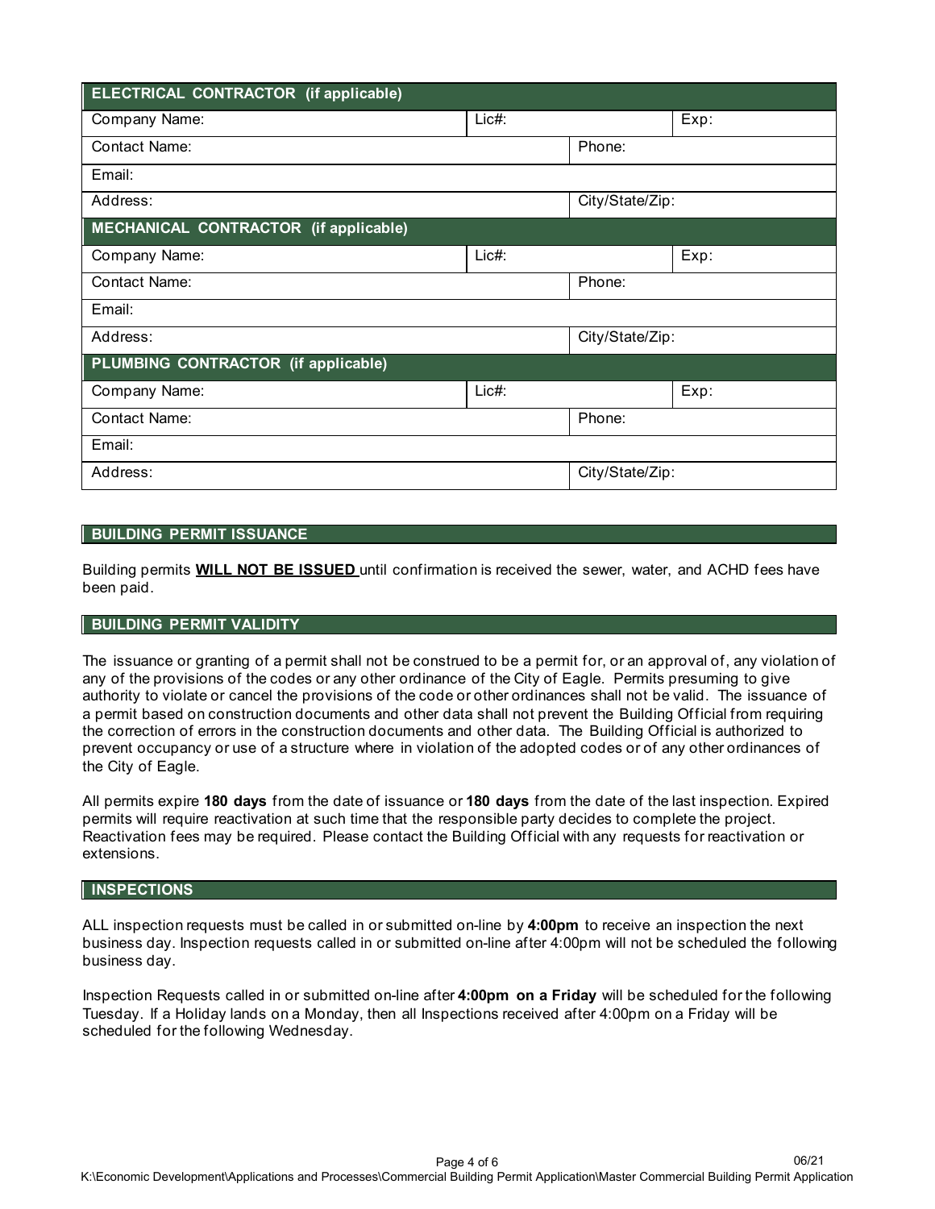| ELECTRICAL CONTRACTOR (if applicable) | | | |
|---|---|---|---|
| Company Name: | Lic#: | | Exp: |
| Contact Name: | | Phone: | |
| Email: | | | |
| Address: | | City/State/Zip: | |

| MECHANICAL CONTRACTOR (if applicable) | | | |
|---|---|---|---|
| Company Name: | Lic#: | | Exp: |
| Contact Name: | | Phone: | |
| Email: | | | |
| Address: | | City/State/Zip: | |

| PLUMBING CONTRACTOR (if applicable) | | | |
|---|---|---|---|
| Company Name: | Lic#: | | Exp: |
| Contact Name: | | Phone: | |
| Email: | | | |
| Address: | | City/State/Zip: | |

## BUILDING PERMIT ISSUANCE

Building permits **WILL NOT BE ISSUED** until confirmation is received the sewer, water, and ACHD fees have been paid.

## BUILDING PERMIT VALIDITY

The issuance or granting of a permit shall not be construed to be a permit for, or an approval of, any violation of any of the provisions of the codes or any other ordinance of the City of Eagle. Permits presuming to give authority to violate or cancel the provisions of the code or other ordinances shall not be valid. The issuance of a permit based on construction documents and other data shall not prevent the Building Official from requiring the correction of errors in the construction documents and other data. The Building Official is authorized to prevent occupancy or use of a structure where in violation of the adopted codes or of any other ordinances of the City of Eagle.

All permits expire **180 days** from the date of issuance or **180 days** from the date of the last inspection. Expired permits will require reactivation at such time that the responsible party decides to complete the project. Reactivation fees may be required. Please contact the Building Official with any requests for reactivation or extensions.

## INSPECTIONS

ALL inspection requests must be called in or submitted on-line by **4:00pm** to receive an inspection the next business day. Inspection requests called in or submitted on-line after 4:00pm will not be scheduled the following business day.

Inspection Requests called in or submitted on-line after **4:00pm on a Friday** will be scheduled for the following Tuesday. If a Holiday lands on a Monday, then all Inspections received after 4:00pm on a Friday will be scheduled for the following Wednesday.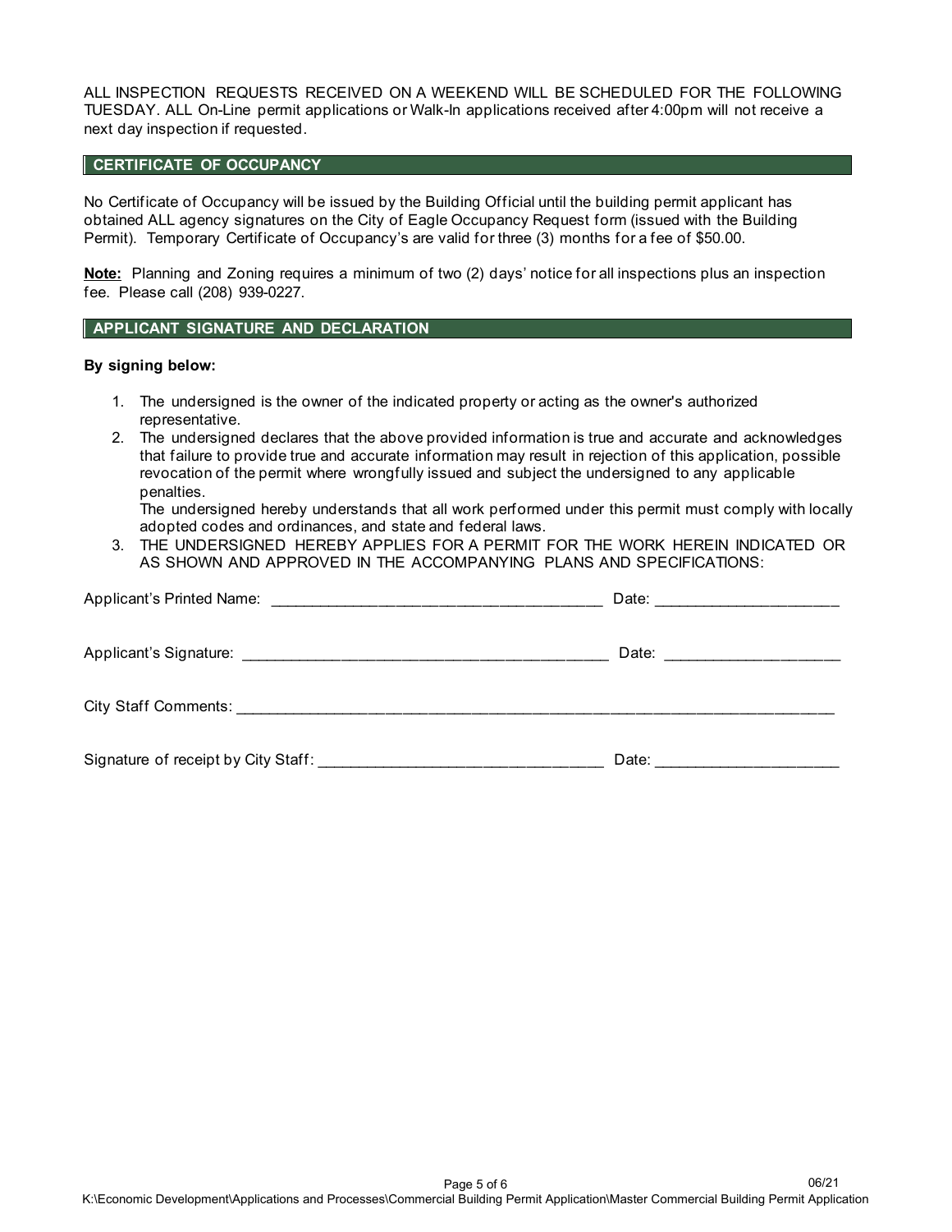ALL INSPECTION REQUESTS RECEIVED ON A WEEKEND WILL BE SCHEDULED FOR THE FOLLOWING TUESDAY. ALL On-Line permit applications or Walk-In applications received after 4:00pm will not receive a next day inspection if requested.

## CERTIFICATE OF OCCUPANCY

No Certificate of Occupancy will be issued by the Building Official until the building permit applicant has obtained ALL agency signatures on the City of Eagle Occupancy Request form (issued with the Building Permit). Temporary Certificate of Occupancy's are valid for three (3) months for a fee of $50.00.

**Note:** Planning and Zoning requires a minimum of two (2) days' notice for all inspections plus an inspection fee. Please call (208) 939-0227.

## APPLICANT SIGNATURE AND DECLARATION

**By signing below:**

1. The undersigned is the owner of the indicated property or acting as the owner's authorized representative.
2. The undersigned declares that the above provided information is true and accurate and acknowledges that failure to provide true and accurate information may result in rejection of this application, possible revocation of the permit where wrongfully issued and subject the undersigned to any applicable penalties.
   The undersigned hereby understands that all work performed under this permit must comply with locally adopted codes and ordinances, and state and federal laws.
3. THE UNDERSIGNED HEREBY APPLIES FOR A PERMIT FOR THE WORK HEREIN INDICATED OR AS SHOWN AND APPROVED IN THE ACCOMPANYING PLANS AND SPECIFICATIONS:

Applicant's Printed Name: ______________________________________ Date: _____________________

Applicant's Signature: ___________________________________________ Date: ____________________

City Staff Comments: ___________________________________________________________________________

Signature of receipt by City Staff: _________________________________ Date: _____________________

06/21

K:\Economic Development\Applications and Processes\Commercial Building Permit Application\Master Commercial Building Permit Application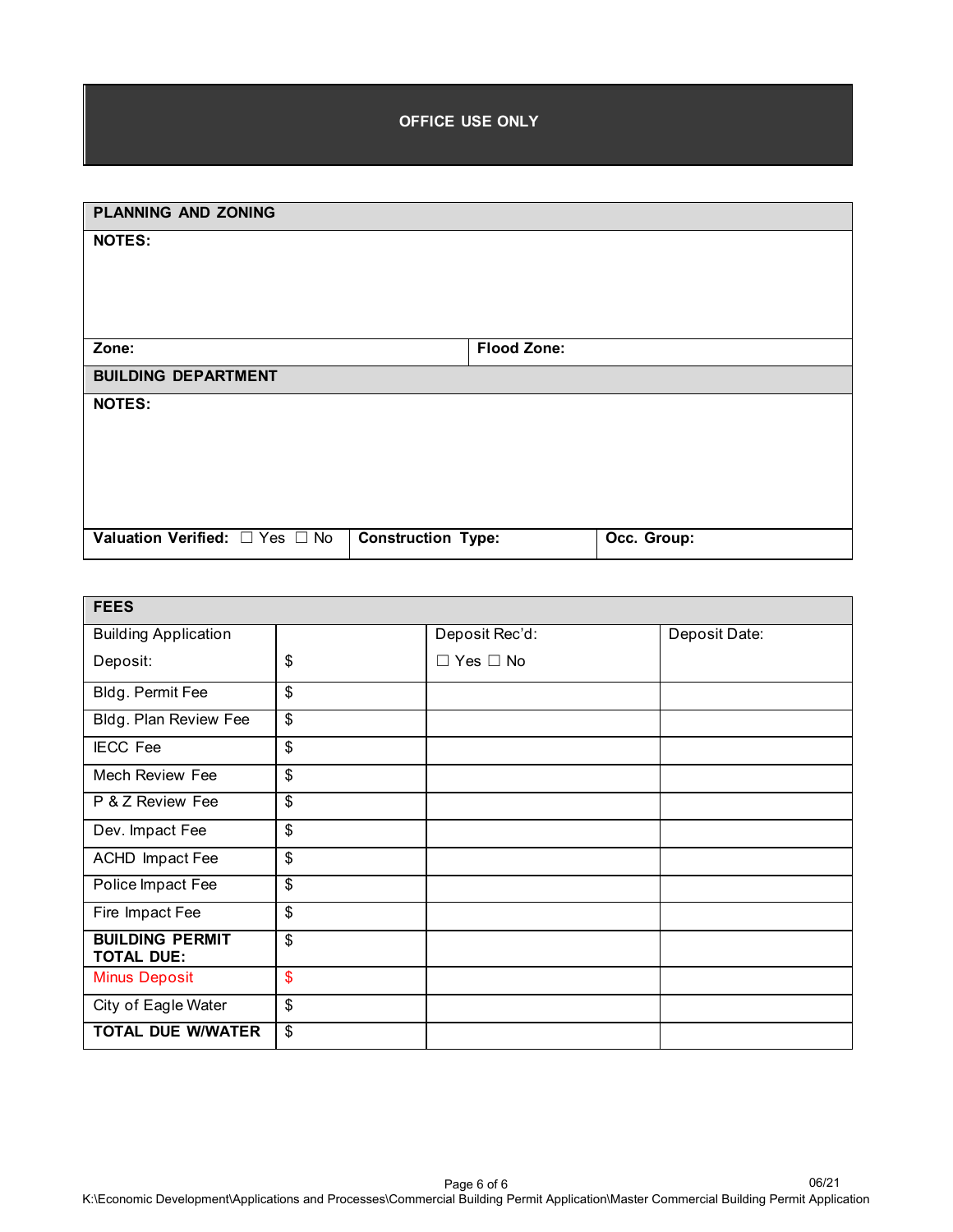## OFFICE USE ONLY

| PLANNING AND ZONING | |
|---|---|
| **NOTES:** | |
| **Zone:** | **Flood Zone:** |

| BUILDING DEPARTMENT | | |
|---|---|---|
| **NOTES:** | | |
| **Valuation Verified:** ☐ Yes ☐ No | **Construction Type:** | **Occ. Group:** |

| FEES | | | |
|---|---|---|---|
| Building Application Deposit: | $ | Deposit Rec'd: ☐ Yes ☐ No | Deposit Date: |
| Bldg. Permit Fee | $ | | |
| Bldg. Plan Review Fee | $ | | |
| IECC Fee | $ | | |
| Mech Review Fee | $ | | |
| P & Z Review Fee | $ | | |
| Dev. Impact Fee | $ | | |
| ACHD Impact Fee | $ | | |
| Police Impact Fee | $ | | |
| Fire Impact Fee | $ | | |
| **BUILDING PERMIT TOTAL DUE:** | $ | | |
| Minus Deposit | $ | | |
| City of Eagle Water | $ | | |
| **TOTAL DUE W/WATER** | $ | | |

06/21

K:\Economic Development\Applications and Processes\Commercial Building Permit Application\Master Commercial Building Permit Application